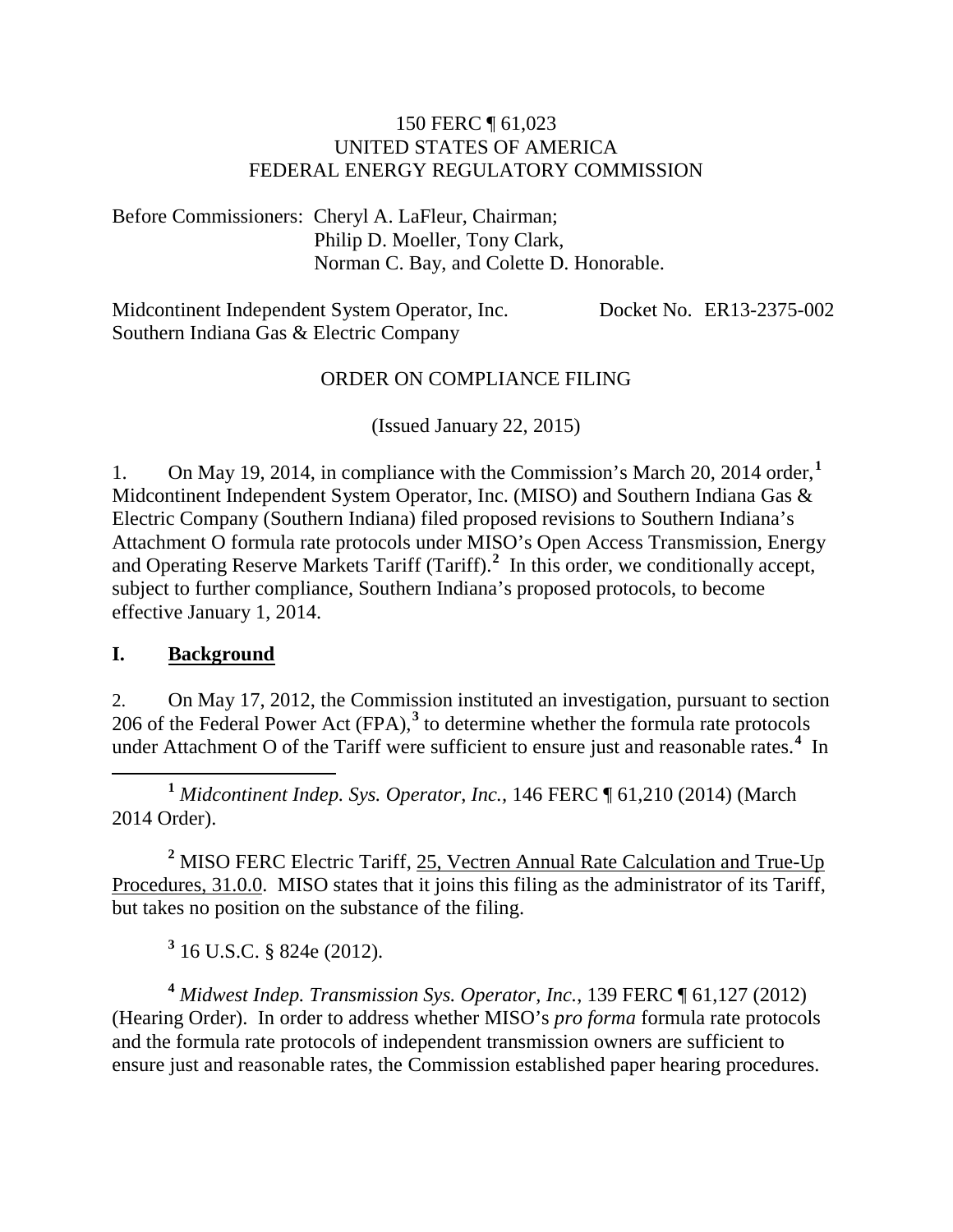150 FERC ¶ 61,023
UNITED STATES OF AMERICA
FEDERAL ENERGY REGULATORY COMMISSION

Before Commissioners: Cheryl A. LaFleur, Chairman;
Philip D. Moeller, Tony Clark,
Norman C. Bay, and Colette D. Honorable.

Midcontinent Independent System Operator, Inc. Docket No. ER13-2375-002
Southern Indiana Gas & Electric Company

ORDER ON COMPLIANCE FILING

(Issued January 22, 2015)

1. On May 19, 2014, in compliance with the Commission's March 20, 2014 order,[1] Midcontinent Independent System Operator, Inc. (MISO) and Southern Indiana Gas & Electric Company (Southern Indiana) filed proposed revisions to Southern Indiana's Attachment O formula rate protocols under MISO's Open Access Transmission, Energy and Operating Reserve Markets Tariff (Tariff).[2] In this order, we conditionally accept, subject to further compliance, Southern Indiana's proposed protocols, to become effective January 1, 2014.

## I. Background

2. On May 17, 2012, the Commission instituted an investigation, pursuant to section 206 of the Federal Power Act (FPA),[3] to determine whether the formula rate protocols under Attachment O of the Tariff were sufficient to ensure just and reasonable rates.[4] In

[1] *Midcontinent Indep. Sys. Operator, Inc.*, 146 FERC ¶ 61,210 (2014) (March 2014 Order).

[2] MISO FERC Electric Tariff, 25, Vectren Annual Rate Calculation and True-Up Procedures, 31.0.0. MISO states that it joins this filing as the administrator of its Tariff, but takes no position on the substance of the filing.

[3] 16 U.S.C. § 824e (2012).

[4] *Midwest Indep. Transmission Sys. Operator, Inc.*, 139 FERC ¶ 61,127 (2012) (Hearing Order). In order to address whether MISO's *pro forma* formula rate protocols and the formula rate protocols of independent transmission owners are sufficient to ensure just and reasonable rates, the Commission established paper hearing procedures.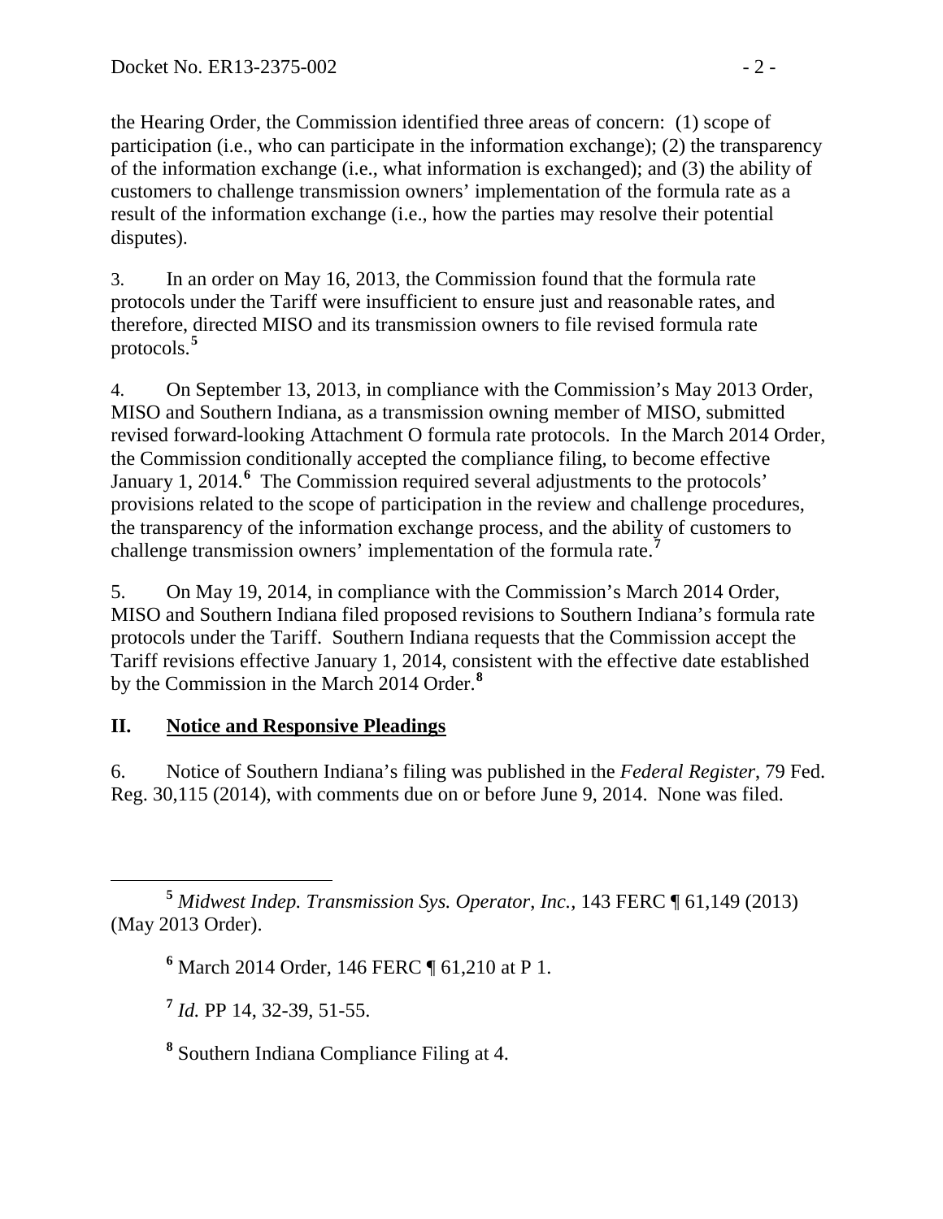the Hearing Order, the Commission identified three areas of concern: (1) scope of participation (i.e., who can participate in the information exchange); (2) the transparency of the information exchange (i.e., what information is exchanged); and (3) the ability of customers to challenge transmission owners' implementation of the formula rate as a result of the information exchange (i.e., how the parties may resolve their potential disputes).

3. In an order on May 16, 2013, the Commission found that the formula rate protocols under the Tariff were insufficient to ensure just and reasonable rates, and therefore, directed MISO and its transmission owners to file revised formula rate protocols.[5]

4. On September 13, 2013, in compliance with the Commission's May 2013 Order, MISO and Southern Indiana, as a transmission owning member of MISO, submitted revised forward-looking Attachment O formula rate protocols. In the March 2014 Order, the Commission conditionally accepted the compliance filing, to become effective January 1, 2014.[6] The Commission required several adjustments to the protocols' provisions related to the scope of participation in the review and challenge procedures, the transparency of the information exchange process, and the ability of customers to challenge transmission owners' implementation of the formula rate.[7]

5. On May 19, 2014, in compliance with the Commission's March 2014 Order, MISO and Southern Indiana filed proposed revisions to Southern Indiana's formula rate protocols under the Tariff. Southern Indiana requests that the Commission accept the Tariff revisions effective January 1, 2014, consistent with the effective date established by the Commission in the March 2014 Order.[8]

## II. Notice and Responsive Pleadings

6. Notice of Southern Indiana's filing was published in the *Federal Register*, 79 Fed. Reg. 30,115 (2014), with comments due on or before June 9, 2014. None was filed.

---

[5] *Midwest Indep. Transmission Sys. Operator, Inc.*, 143 FERC ¶ 61,149 (2013) (May 2013 Order).

[6] March 2014 Order, 146 FERC ¶ 61,210 at P 1.

[7] *Id.* PP 14, 32-39, 51-55.

[8] Southern Indiana Compliance Filing at 4.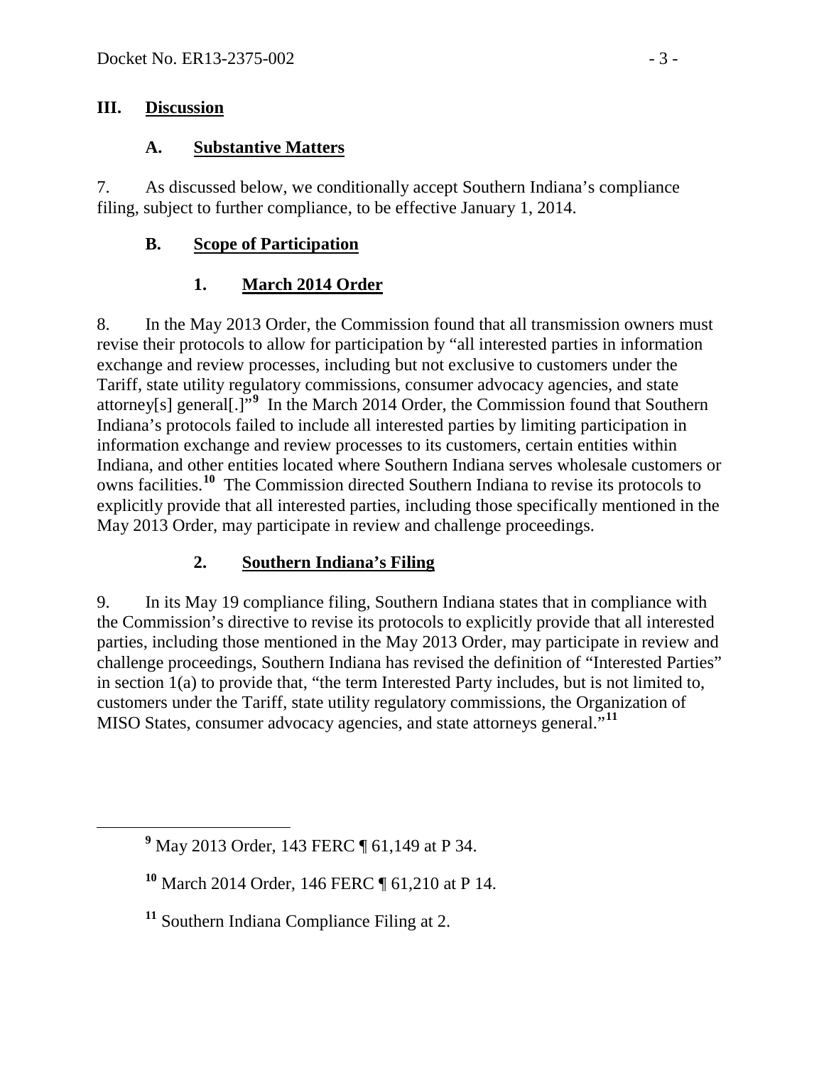## III. Discussion

### A. Substantive Matters

7. As discussed below, we conditionally accept Southern Indiana's compliance filing, subject to further compliance, to be effective January 1, 2014.

### B. Scope of Participation

#### 1. March 2014 Order

8. In the May 2013 Order, the Commission found that all transmission owners must revise their protocols to allow for participation by "all interested parties in information exchange and review processes, including but not exclusive to customers under the Tariff, state utility regulatory commissions, consumer advocacy agencies, and state attorney[s] general[.]"[9] In the March 2014 Order, the Commission found that Southern Indiana's protocols failed to include all interested parties by limiting participation in information exchange and review processes to its customers, certain entities within Indiana, and other entities located where Southern Indiana serves wholesale customers or owns facilities.[10] The Commission directed Southern Indiana to revise its protocols to explicitly provide that all interested parties, including those specifically mentioned in the May 2013 Order, may participate in review and challenge proceedings.

#### 2. Southern Indiana's Filing

9. In its May 19 compliance filing, Southern Indiana states that in compliance with the Commission's directive to revise its protocols to explicitly provide that all interested parties, including those mentioned in the May 2013 Order, may participate in review and challenge proceedings, Southern Indiana has revised the definition of "Interested Parties" in section 1(a) to provide that, "the term Interested Party includes, but is not limited to, customers under the Tariff, state utility regulatory commissions, the Organization of MISO States, consumer advocacy agencies, and state attorneys general."[11]

---

[9] May 2013 Order, 143 FERC ¶ 61,149 at P 34.

[10] March 2014 Order, 146 FERC ¶ 61,210 at P 14.

[11] Southern Indiana Compliance Filing at 2.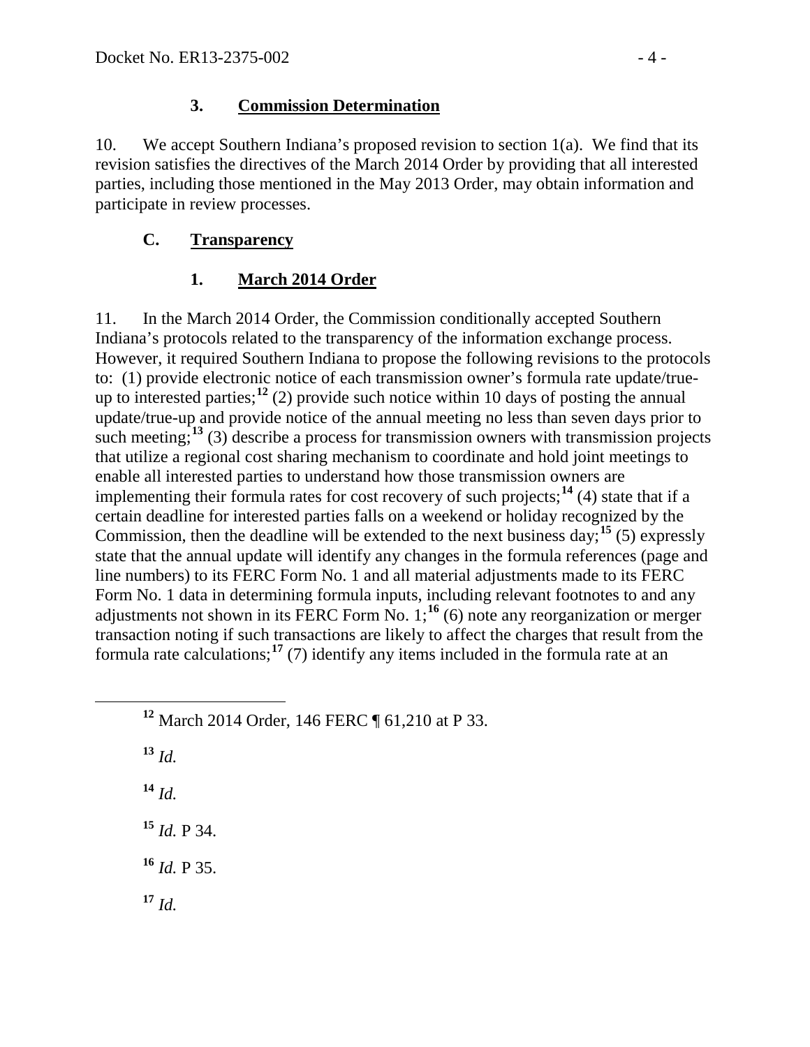### 3. **Commission Determination**

10. We accept Southern Indiana's proposed revision to section 1(a). We find that its revision satisfies the directives of the March 2014 Order by providing that all interested parties, including those mentioned in the May 2013 Order, may obtain information and participate in review processes.

## C. **Transparency**

### 1. **March 2014 Order**

11. In the March 2014 Order, the Commission conditionally accepted Southern Indiana's protocols related to the transparency of the information exchange process. However, it required Southern Indiana to propose the following revisions to the protocols to: (1) provide electronic notice of each transmission owner's formula rate update/true-up to interested parties;[12] (2) provide such notice within 10 days of posting the annual update/true-up and provide notice of the annual meeting no less than seven days prior to such meeting;[13] (3) describe a process for transmission owners with transmission projects that utilize a regional cost sharing mechanism to coordinate and hold joint meetings to enable all interested parties to understand how those transmission owners are implementing their formula rates for cost recovery of such projects;[14] (4) state that if a certain deadline for interested parties falls on a weekend or holiday recognized by the Commission, then the deadline will be extended to the next business day;[15] (5) expressly state that the annual update will identify any changes in the formula references (page and line numbers) to its FERC Form No. 1 and all material adjustments made to its FERC Form No. 1 data in determining formula inputs, including relevant footnotes to and any adjustments not shown in its FERC Form No. 1;[16] (6) note any reorganization or merger transaction noting if such transactions are likely to affect the charges that result from the formula rate calculations;[17] (7) identify any items included in the formula rate at an

---

[12] March 2014 Order, 146 FERC ¶ 61,210 at P 33.

[13] *Id.*

[14] *Id.*

[15] *Id.* P 34.

[16] *Id.* P 35.

[17] *Id.*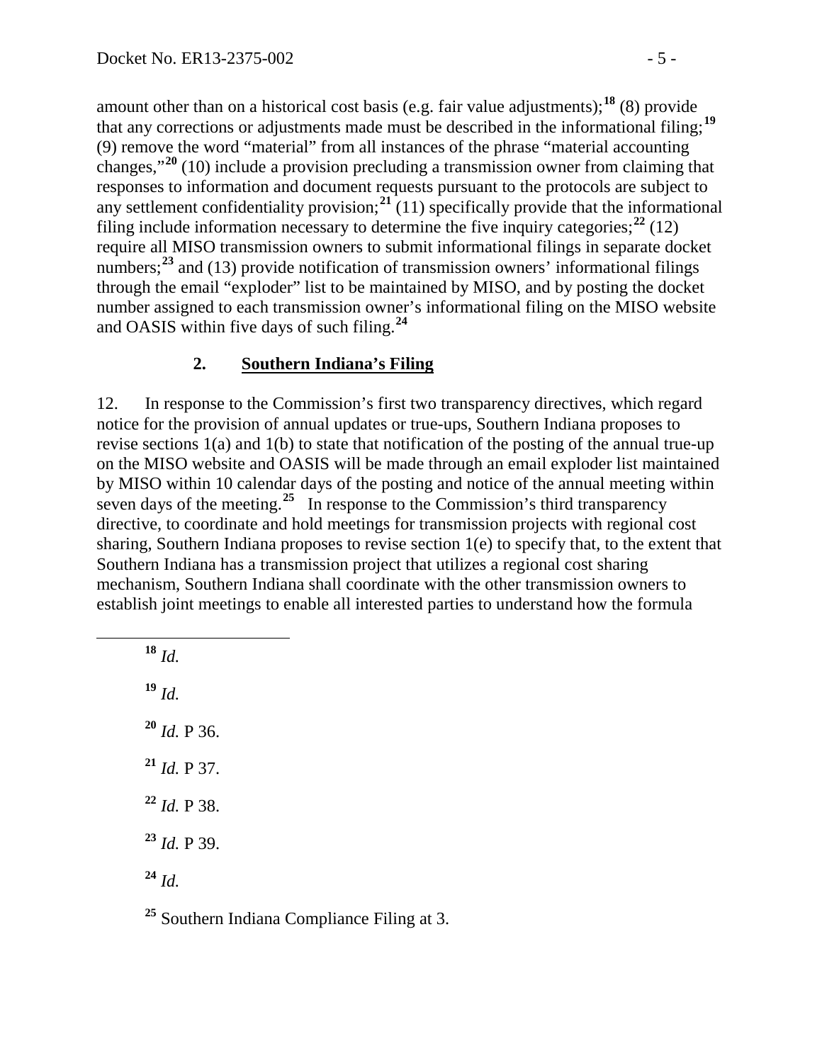amount other than on a historical cost basis (e.g. fair value adjustments);[18] (8) provide that any corrections or adjustments made must be described in the informational filing;[19] (9) remove the word "material" from all instances of the phrase "material accounting changes,"[20] (10) include a provision precluding a transmission owner from claiming that responses to information and document requests pursuant to the protocols are subject to any settlement confidentiality provision;[21] (11) specifically provide that the informational filing include information necessary to determine the five inquiry categories;[22] (12) require all MISO transmission owners to submit informational filings in separate docket numbers;[23] and (13) provide notification of transmission owners' informational filings through the email "exploder" list to be maintained by MISO, and by posting the docket number assigned to each transmission owner's informational filing on the MISO website and OASIS within five days of such filing.[24]

### 2. Southern Indiana's Filing

12. In response to the Commission's first two transparency directives, which regard notice for the provision of annual updates or true-ups, Southern Indiana proposes to revise sections 1(a) and 1(b) to state that notification of the posting of the annual true-up on the MISO website and OASIS will be made through an email exploder list maintained by MISO within 10 calendar days of the posting and notice of the annual meeting within seven days of the meeting.[25] In response to the Commission's third transparency directive, to coordinate and hold meetings for transmission projects with regional cost sharing, Southern Indiana proposes to revise section 1(e) to specify that, to the extent that Southern Indiana has a transmission project that utilizes a regional cost sharing mechanism, Southern Indiana shall coordinate with the other transmission owners to establish joint meetings to enable all interested parties to understand how the formula

---

[18] *Id.*

[19] *Id.*

[20] *Id.* P 36.

[21] *Id.* P 37.

[22] *Id.* P 38.

[23] *Id.* P 39.

[24] *Id.*

[25] Southern Indiana Compliance Filing at 3.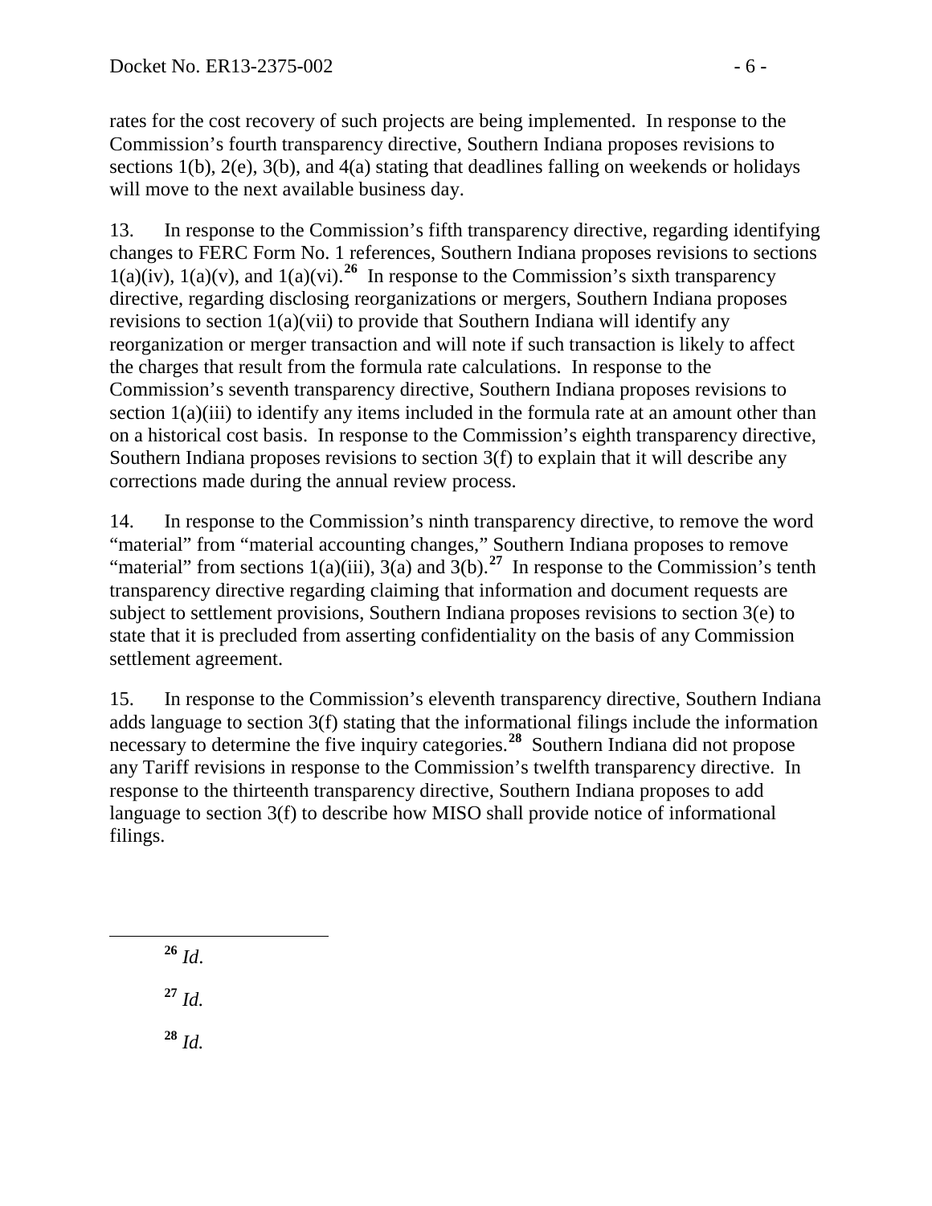rates for the cost recovery of such projects are being implemented. In response to the Commission's fourth transparency directive, Southern Indiana proposes revisions to sections 1(b), 2(e), 3(b), and 4(a) stating that deadlines falling on weekends or holidays will move to the next available business day.

13. In response to the Commission's fifth transparency directive, regarding identifying changes to FERC Form No. 1 references, Southern Indiana proposes revisions to sections 1(a)(iv), 1(a)(v), and 1(a)(vi).[26] In response to the Commission's sixth transparency directive, regarding disclosing reorganizations or mergers, Southern Indiana proposes revisions to section 1(a)(vii) to provide that Southern Indiana will identify any reorganization or merger transaction and will note if such transaction is likely to affect the charges that result from the formula rate calculations. In response to the Commission's seventh transparency directive, Southern Indiana proposes revisions to section 1(a)(iii) to identify any items included in the formula rate at an amount other than on a historical cost basis. In response to the Commission's eighth transparency directive, Southern Indiana proposes revisions to section 3(f) to explain that it will describe any corrections made during the annual review process.

14. In response to the Commission's ninth transparency directive, to remove the word "material" from "material accounting changes," Southern Indiana proposes to remove "material" from sections 1(a)(iii), 3(a) and 3(b).[27] In response to the Commission's tenth transparency directive regarding claiming that information and document requests are subject to settlement provisions, Southern Indiana proposes revisions to section 3(e) to state that it is precluded from asserting confidentiality on the basis of any Commission settlement agreement.

15. In response to the Commission's eleventh transparency directive, Southern Indiana adds language to section 3(f) stating that the informational filings include the information necessary to determine the five inquiry categories.[28] Southern Indiana did not propose any Tariff revisions in response to the Commission's twelfth transparency directive. In response to the thirteenth transparency directive, Southern Indiana proposes to add language to section 3(f) to describe how MISO shall provide notice of informational filings.

---

[26] *Id*.

[27] *Id.*

[28] *Id.*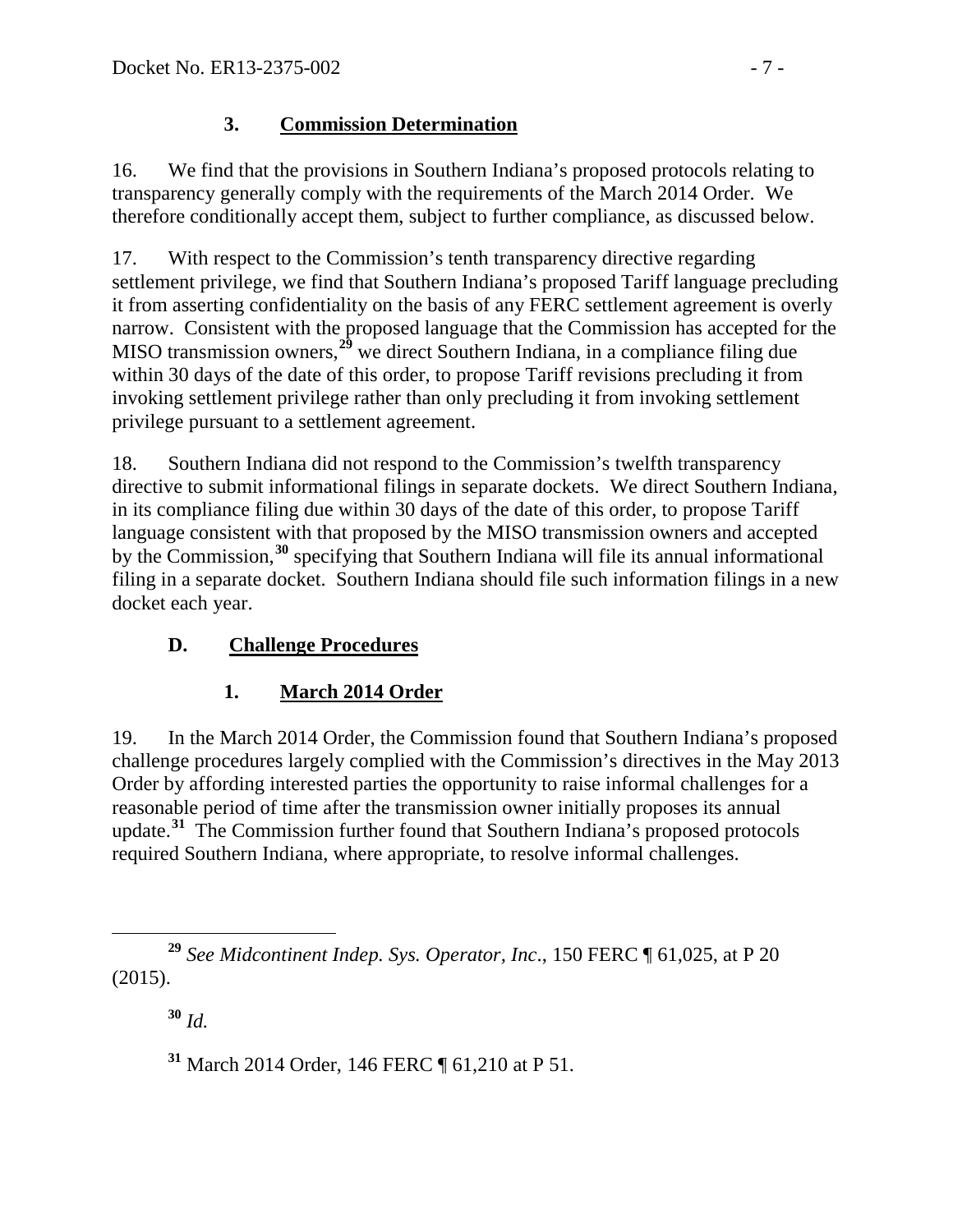### 3. Commission Determination

16. We find that the provisions in Southern Indiana's proposed protocols relating to transparency generally comply with the requirements of the March 2014 Order. We therefore conditionally accept them, subject to further compliance, as discussed below.

17. With respect to the Commission's tenth transparency directive regarding settlement privilege, we find that Southern Indiana's proposed Tariff language precluding it from asserting confidentiality on the basis of any FERC settlement agreement is overly narrow. Consistent with the proposed language that the Commission has accepted for the MISO transmission owners,[29] we direct Southern Indiana, in a compliance filing due within 30 days of the date of this order, to propose Tariff revisions precluding it from invoking settlement privilege rather than only precluding it from invoking settlement privilege pursuant to a settlement agreement.

18. Southern Indiana did not respond to the Commission's twelfth transparency directive to submit informational filings in separate dockets. We direct Southern Indiana, in its compliance filing due within 30 days of the date of this order, to propose Tariff language consistent with that proposed by the MISO transmission owners and accepted by the Commission,[30] specifying that Southern Indiana will file its annual informational filing in a separate docket. Southern Indiana should file such information filings in a new docket each year.

## D. Challenge Procedures

### 1. March 2014 Order

19. In the March 2014 Order, the Commission found that Southern Indiana's proposed challenge procedures largely complied with the Commission's directives in the May 2013 Order by affording interested parties the opportunity to raise informal challenges for a reasonable period of time after the transmission owner initially proposes its annual update.[31] The Commission further found that Southern Indiana's proposed protocols required Southern Indiana, where appropriate, to resolve informal challenges.

---

[29] *See Midcontinent Indep. Sys. Operator, Inc*., 150 FERC ¶ 61,025, at P 20 (2015).

[30] *Id.*

[31] March 2014 Order, 146 FERC ¶ 61,210 at P 51.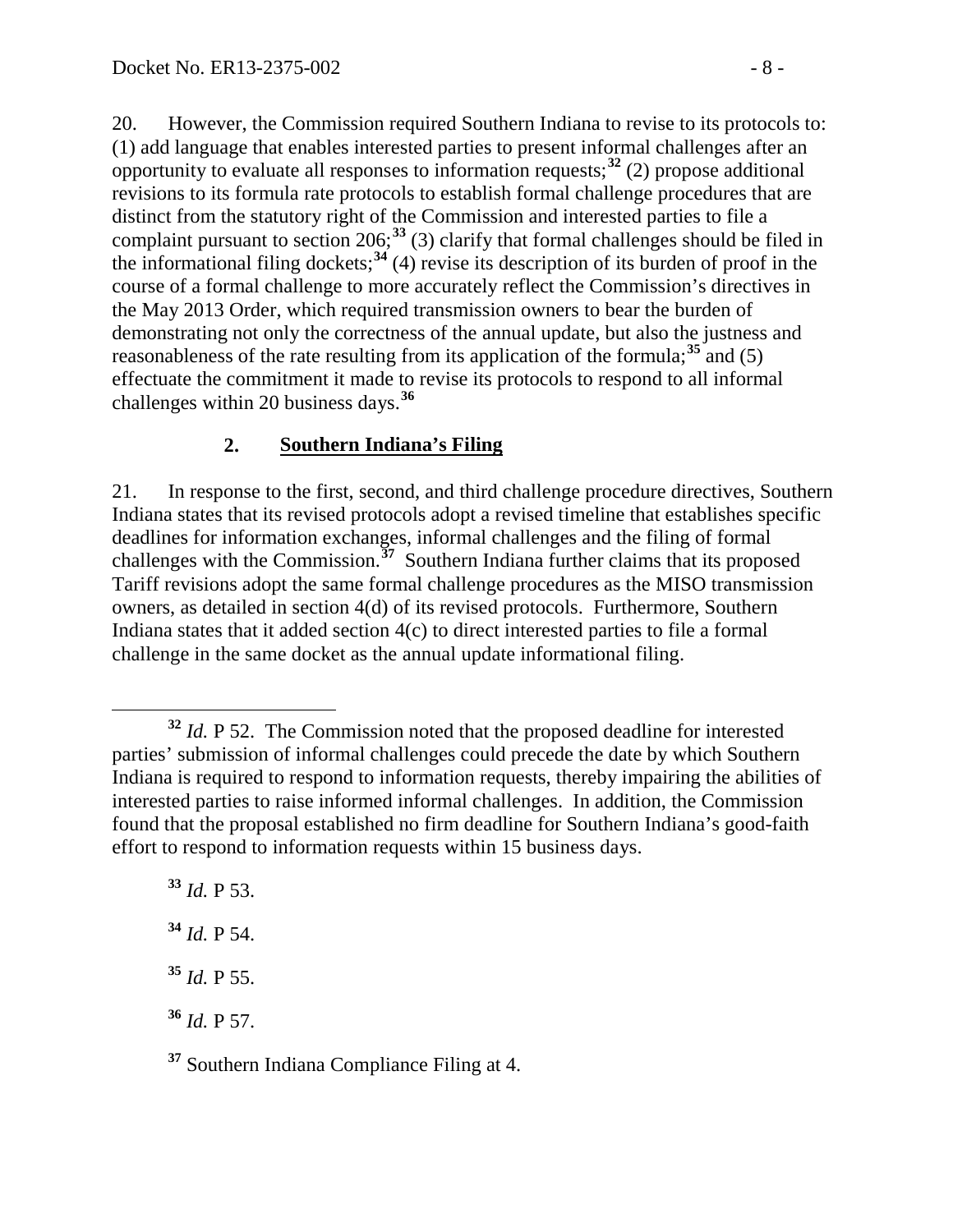20. However, the Commission required Southern Indiana to revise to its protocols to: (1) add language that enables interested parties to present informal challenges after an opportunity to evaluate all responses to information requests;[32] (2) propose additional revisions to its formula rate protocols to establish formal challenge procedures that are distinct from the statutory right of the Commission and interested parties to file a complaint pursuant to section 206;[33] (3) clarify that formal challenges should be filed in the informational filing dockets;[34] (4) revise its description of its burden of proof in the course of a formal challenge to more accurately reflect the Commission's directives in the May 2013 Order, which required transmission owners to bear the burden of demonstrating not only the correctness of the annual update, but also the justness and reasonableness of the rate resulting from its application of the formula;[35] and (5) effectuate the commitment it made to revise its protocols to respond to all informal challenges within 20 business days.[36]

### 2. **Southern Indiana's Filing**

21. In response to the first, second, and third challenge procedure directives, Southern Indiana states that its revised protocols adopt a revised timeline that establishes specific deadlines for information exchanges, informal challenges and the filing of formal challenges with the Commission.[37] Southern Indiana further claims that its proposed Tariff revisions adopt the same formal challenge procedures as the MISO transmission owners, as detailed in section 4(d) of its revised protocols. Furthermore, Southern Indiana states that it added section 4(c) to direct interested parties to file a formal challenge in the same docket as the annual update informational filing.

---

[32] *Id.* P 52. The Commission noted that the proposed deadline for interested parties' submission of informal challenges could precede the date by which Southern Indiana is required to respond to information requests, thereby impairing the abilities of interested parties to raise informed informal challenges. In addition, the Commission found that the proposal established no firm deadline for Southern Indiana's good-faith effort to respond to information requests within 15 business days.

[33] *Id.* P 53.

[34] *Id.* P 54.

[35] *Id.* P 55.

[36] *Id.* P 57.

[37] Southern Indiana Compliance Filing at 4.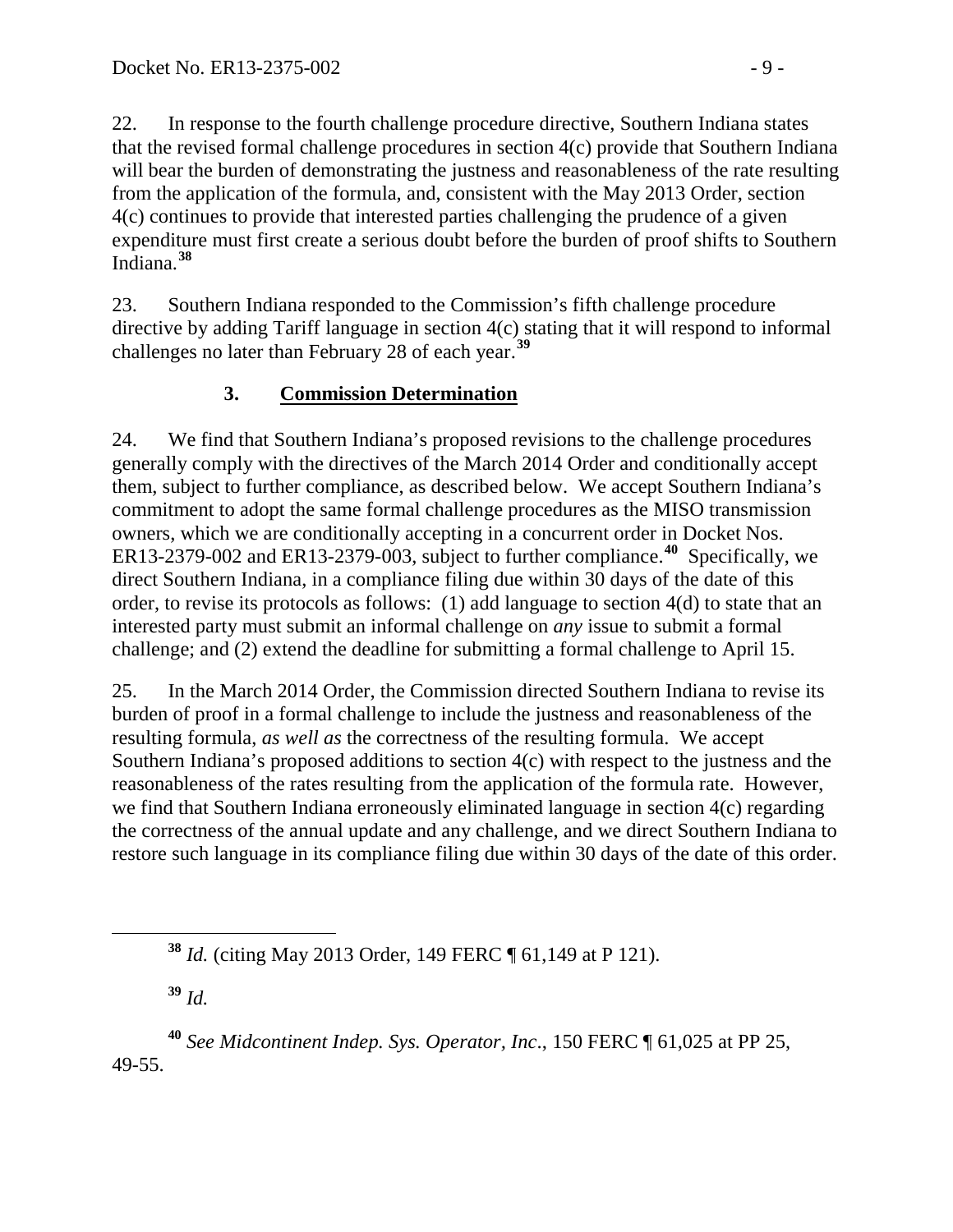22. In response to the fourth challenge procedure directive, Southern Indiana states that the revised formal challenge procedures in section 4(c) provide that Southern Indiana will bear the burden of demonstrating the justness and reasonableness of the rate resulting from the application of the formula, and, consistent with the May 2013 Order, section 4(c) continues to provide that interested parties challenging the prudence of a given expenditure must first create a serious doubt before the burden of proof shifts to Southern Indiana.[38]

23. Southern Indiana responded to the Commission's fifth challenge procedure directive by adding Tariff language in section 4(c) stating that it will respond to informal challenges no later than February 28 of each year.[39]

### 3. Commission Determination

24. We find that Southern Indiana's proposed revisions to the challenge procedures generally comply with the directives of the March 2014 Order and conditionally accept them, subject to further compliance, as described below. We accept Southern Indiana's commitment to adopt the same formal challenge procedures as the MISO transmission owners, which we are conditionally accepting in a concurrent order in Docket Nos. ER13-2379-002 and ER13-2379-003, subject to further compliance.[40] Specifically, we direct Southern Indiana, in a compliance filing due within 30 days of the date of this order, to revise its protocols as follows: (1) add language to section 4(d) to state that an interested party must submit an informal challenge on *any* issue to submit a formal challenge; and (2) extend the deadline for submitting a formal challenge to April 15.

25. In the March 2014 Order, the Commission directed Southern Indiana to revise its burden of proof in a formal challenge to include the justness and reasonableness of the resulting formula, *as well as* the correctness of the resulting formula. We accept Southern Indiana's proposed additions to section 4(c) with respect to the justness and the reasonableness of the rates resulting from the application of the formula rate. However, we find that Southern Indiana erroneously eliminated language in section 4(c) regarding the correctness of the annual update and any challenge, and we direct Southern Indiana to restore such language in its compliance filing due within 30 days of the date of this order.

---

[38] *Id.* (citing May 2013 Order, 149 FERC ¶ 61,149 at P 121).

[39] *Id.*

[40] *See Midcontinent Indep. Sys. Operator, Inc*., 150 FERC ¶ 61,025 at PP 25, 49-55.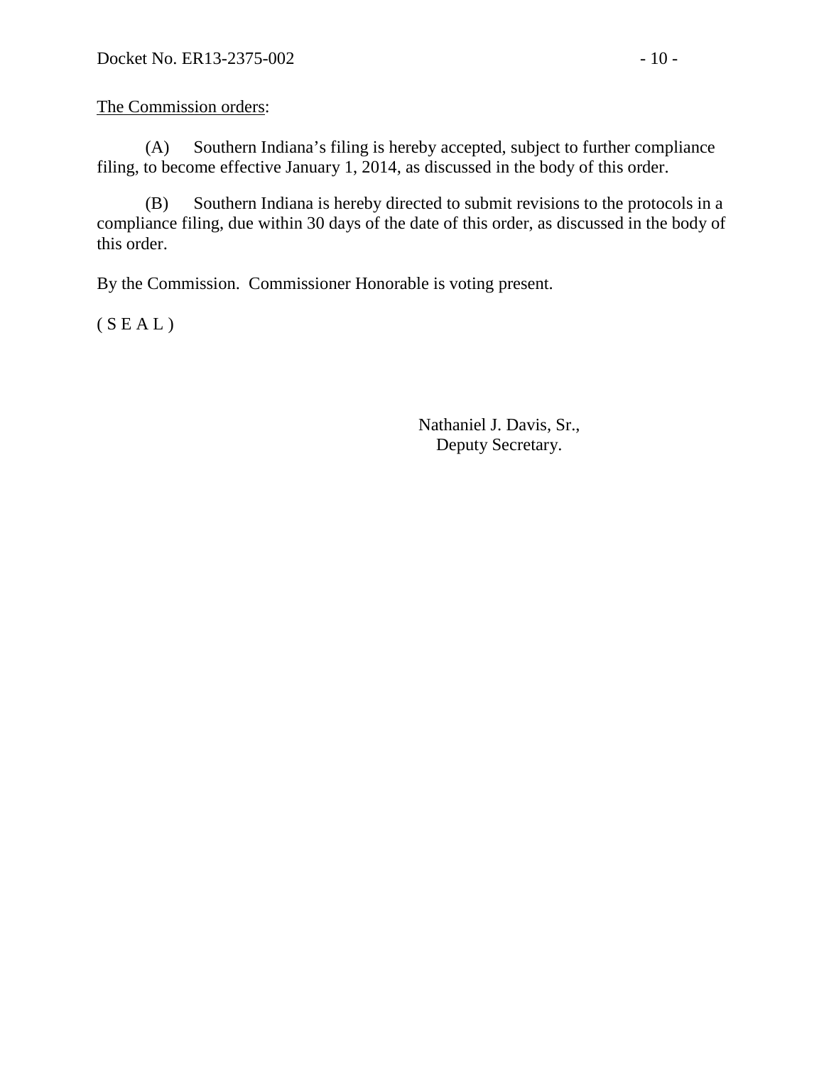<u>The Commission orders</u>:

(A) Southern Indiana's filing is hereby accepted, subject to further compliance filing, to become effective January 1, 2014, as discussed in the body of this order.

(B) Southern Indiana is hereby directed to submit revisions to the protocols in a compliance filing, due within 30 days of the date of this order, as discussed in the body of this order.

By the Commission. Commissioner Honorable is voting present.

( S E A L )

Nathaniel J. Davis, Sr.,
Deputy Secretary.